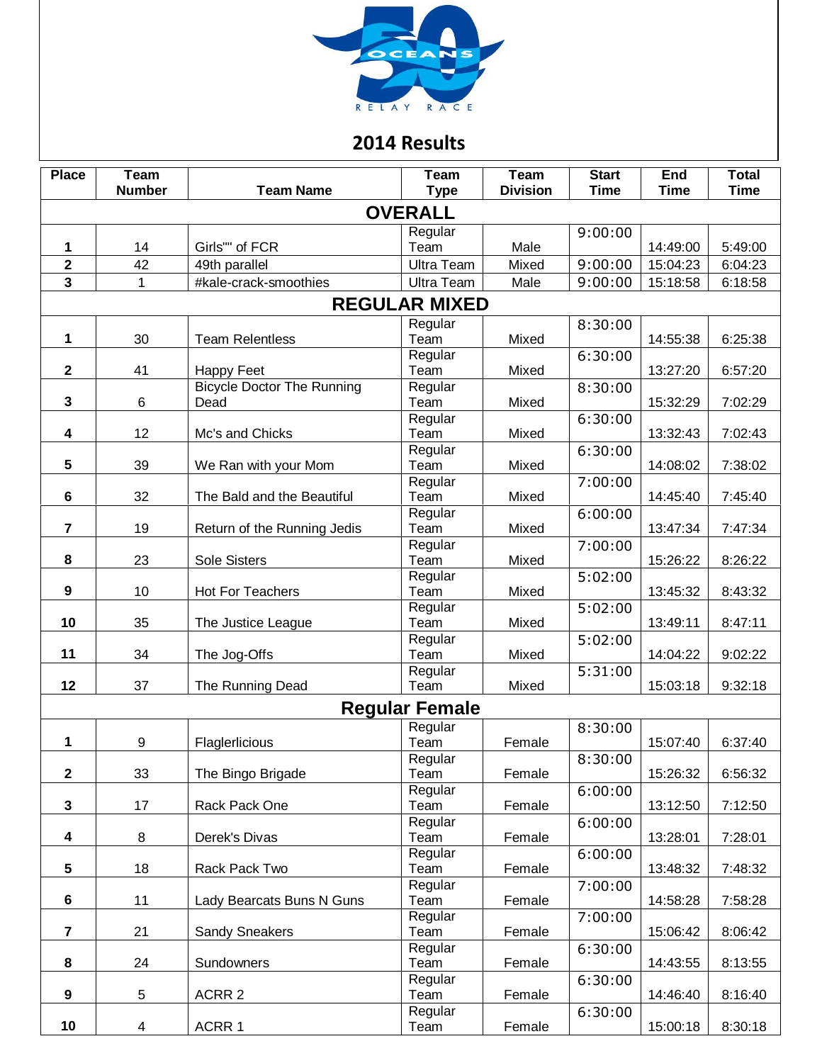50 OCEANS RELAY RACE

# 2014 Results

| Place | Team Number | Team Name | Team Type | Team Division | Start Time | End Time | Total Time |
|---|---|---|---|---|---|---|---|
| **OVERALL** | | | | | | | |
| 1 | 14 | Girls"" of FCR | Regular Team | Male | 9:00:00 | 14:49:00 | 5:49:00 |
| 2 | 42 | 49th parallel | Ultra Team | Mixed | 9:00:00 | 15:04:23 | 6:04:23 |
| 3 | 1 | #kale-crack-smoothies | Ultra Team | Male | 9:00:00 | 15:18:58 | 6:18:58 |
| **REGULAR MIXED** | | | | | | | |
| 1 | 30 | Team Relentless | Regular Team | Mixed | 8:30:00 | 14:55:38 | 6:25:38 |
| 2 | 41 | Happy Feet | Regular Team | Mixed | 6:30:00 | 13:27:20 | 6:57:20 |
| 3 | 6 | Bicycle Doctor The Running Dead | Regular Team | Mixed | 8:30:00 | 15:32:29 | 7:02:29 |
| 4 | 12 | Mc's and Chicks | Regular Team | Mixed | 6:30:00 | 13:32:43 | 7:02:43 |
| 5 | 39 | We Ran with your Mom | Regular Team | Mixed | 6:30:00 | 14:08:02 | 7:38:02 |
| 6 | 32 | The Bald and the Beautiful | Regular Team | Mixed | 7:00:00 | 14:45:40 | 7:45:40 |
| 7 | 19 | Return of the Running Jedis | Regular Team | Mixed | 6:00:00 | 13:47:34 | 7:47:34 |
| 8 | 23 | Sole Sisters | Regular Team | Mixed | 7:00:00 | 15:26:22 | 8:26:22 |
| 9 | 10 | Hot For Teachers | Regular Team | Mixed | 5:02:00 | 13:45:32 | 8:43:32 |
| 10 | 35 | The Justice League | Regular Team | Mixed | 5:02:00 | 13:49:11 | 8:47:11 |
| 11 | 34 | The Jog-Offs | Regular Team | Mixed | 5:02:00 | 14:04:22 | 9:02:22 |
| 12 | 37 | The Running Dead | Regular Team | Mixed | 5:31:00 | 15:03:18 | 9:32:18 |
| **Regular Female** | | | | | | | |
| 1 | 9 | Flaglerlicious | Regular Team | Female | 8:30:00 | 15:07:40 | 6:37:40 |
| 2 | 33 | The Bingo Brigade | Regular Team | Female | 8:30:00 | 15:26:32 | 6:56:32 |
| 3 | 17 | Rack Pack One | Regular Team | Female | 6:00:00 | 13:12:50 | 7:12:50 |
| 4 | 8 | Derek's Divas | Regular Team | Female | 6:00:00 | 13:28:01 | 7:28:01 |
| 5 | 18 | Rack Pack Two | Regular Team | Female | 6:00:00 | 13:48:32 | 7:48:32 |
| 6 | 11 | Lady Bearcats Buns N Guns | Regular Team | Female | 7:00:00 | 14:58:28 | 7:58:28 |
| 7 | 21 | Sandy Sneakers | Regular Team | Female | 7:00:00 | 15:06:42 | 8:06:42 |
| 8 | 24 | Sundowners | Regular Team | Female | 6:30:00 | 14:43:55 | 8:13:55 |
| 9 | 5 | ACRR 2 | Regular Team | Female | 6:30:00 | 14:46:40 | 8:16:40 |
| 10 | 4 | ACRR 1 | Regular Team | Female | 6:30:00 | 15:00:18 | 8:30:18 |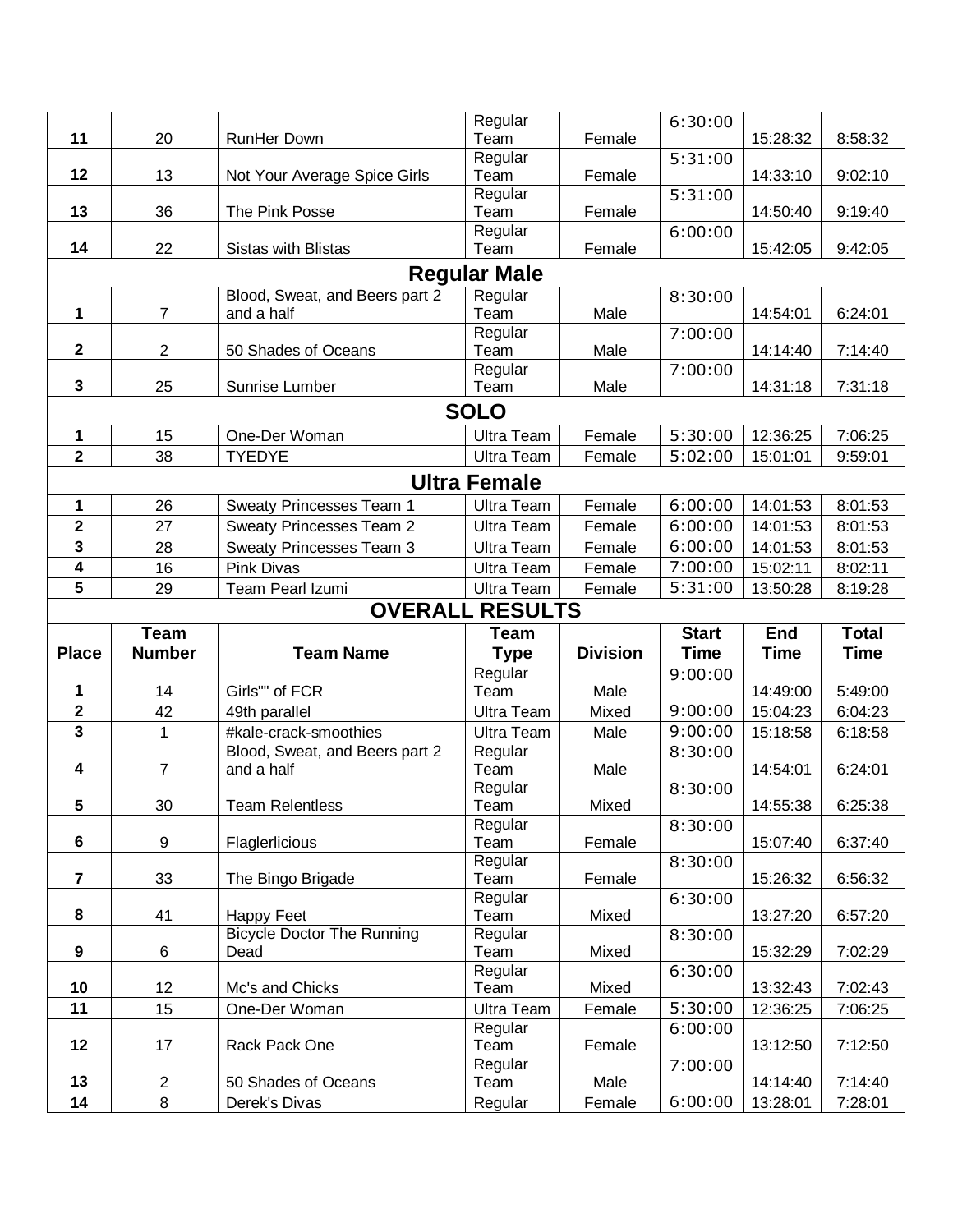| Place | Team Number | Team Name | Team Type | Division | Start Time | End Time | Total Time |
|---|---|---|---|---|---|---|---|
| 11 | 20 | RunHer Down | Regular Team | Female | 6:30:00 | 15:28:32 | 8:58:32 |
| 12 | 13 | Not Your Average Spice Girls | Regular Team | Female | 5:31:00 | 14:33:10 | 9:02:10 |
| 13 | 36 | The Pink Posse | Regular Team | Female | 5:31:00 | 14:50:40 | 9:19:40 |
| 14 | 22 | Sistas with Blistas | Regular Team | Female | 6:00:00 | 15:42:05 | 9:42:05 |
| **Regular Male** | | | | | | | |
| 1 | 7 | Blood, Sweat, and Beers part 2 and a half | Regular Team | Male | 8:30:00 | 14:54:01 | 6:24:01 |
| 2 | 2 | 50 Shades of Oceans | Regular Team | Male | 7:00:00 | 14:14:40 | 7:14:40 |
| 3 | 25 | Sunrise Lumber | Regular Team | Male | 7:00:00 | 14:31:18 | 7:31:18 |
| **SOLO** | | | | | | | |
| 1 | 15 | One-Der Woman | Ultra Team | Female | 5:30:00 | 12:36:25 | 7:06:25 |
| 2 | 38 | TYEDYE | Ultra Team | Female | 5:02:00 | 15:01:01 | 9:59:01 |
| **Ultra Female** | | | | | | | |
| 1 | 26 | Sweaty Princesses Team 1 | Ultra Team | Female | 6:00:00 | 14:01:53 | 8:01:53 |
| 2 | 27 | Sweaty Princesses Team 2 | Ultra Team | Female | 6:00:00 | 14:01:53 | 8:01:53 |
| 3 | 28 | Sweaty Princesses Team 3 | Ultra Team | Female | 6:00:00 | 14:01:53 | 8:01:53 |
| 4 | 16 | Pink Divas | Ultra Team | Female | 7:00:00 | 15:02:11 | 8:02:11 |
| 5 | 29 | Team Pearl Izumi | Ultra Team | Female | 5:31:00 | 13:50:28 | 8:19:28 |

## OVERALL RESULTS

| Place | Team Number | Team Name | Team Type | Division | Start Time | End Time | Total Time |
|---|---|---|---|---|---|---|---|
| 1 | 14 | Girls"" of FCR | Regular Team | Male | 9:00:00 | 14:49:00 | 5:49:00 |
| 2 | 42 | 49th parallel | Ultra Team | Mixed | 9:00:00 | 15:04:23 | 6:04:23 |
| 3 | 1 | #kale-crack-smoothies | Ultra Team | Male | 9:00:00 | 15:18:58 | 6:18:58 |
| 4 | 7 | Blood, Sweat, and Beers part 2 and a half | Regular Team | Male | 8:30:00 | 14:54:01 | 6:24:01 |
| 5 | 30 | Team Relentless | Regular Team | Mixed | 8:30:00 | 14:55:38 | 6:25:38 |
| 6 | 9 | Flaglerlicious | Regular Team | Female | 8:30:00 | 15:07:40 | 6:37:40 |
| 7 | 33 | The Bingo Brigade | Regular Team | Female | 8:30:00 | 15:26:32 | 6:56:32 |
| 8 | 41 | Happy Feet | Regular Team | Mixed | 6:30:00 | 13:27:20 | 6:57:20 |
| 9 | 6 | Bicycle Doctor The Running Dead | Regular Team | Mixed | 8:30:00 | 15:32:29 | 7:02:29 |
| 10 | 12 | Mc's and Chicks | Regular Team | Mixed | 6:30:00 | 13:32:43 | 7:02:43 |
| 11 | 15 | One-Der Woman | Ultra Team | Female | 5:30:00 | 12:36:25 | 7:06:25 |
| 12 | 17 | Rack Pack One | Regular Team | Female | 6:00:00 | 13:12:50 | 7:12:50 |
| 13 | 2 | 50 Shades of Oceans | Regular Team | Male | 7:00:00 | 14:14:40 | 7:14:40 |
| 14 | 8 | Derek's Divas | Regular | Female | 6:00:00 | 13:28:01 | 7:28:01 |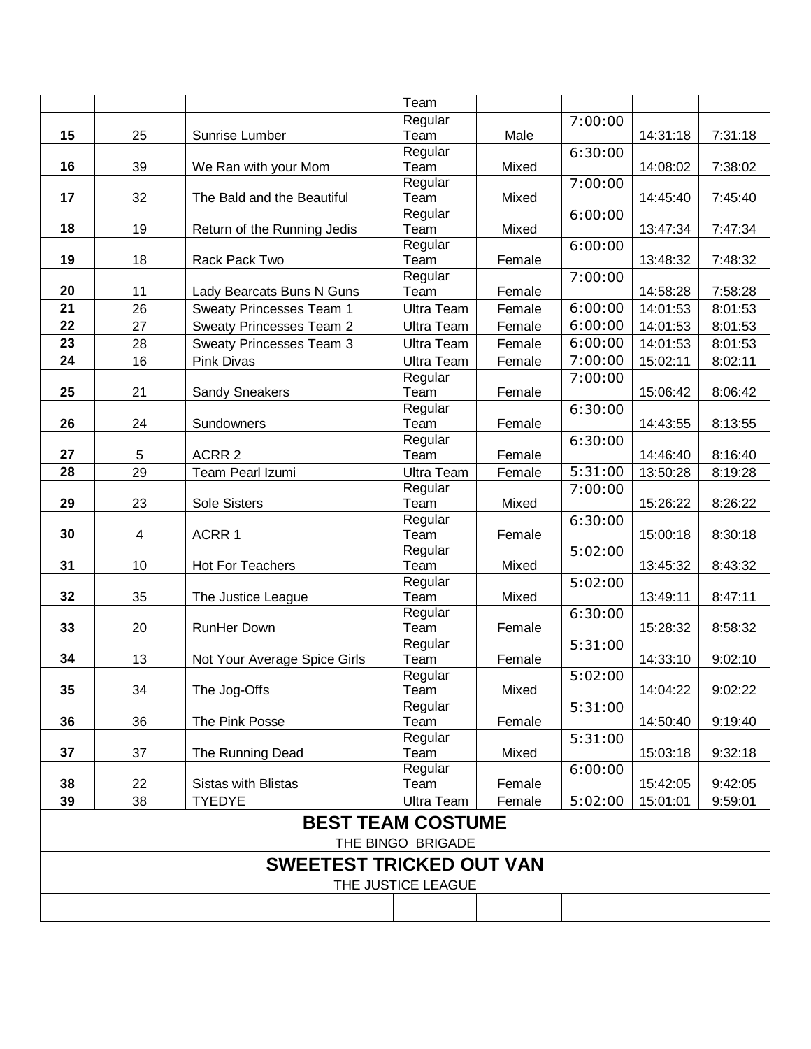| | | | Team | | | | |
|---|---|---|---|---|---|---|---|
| **15** | 25 | Sunrise Lumber | Regular Team | Male | 7:00:00 | 14:31:18 | 7:31:18 |
| **16** | 39 | We Ran with your Mom | Regular Team | Mixed | 6:30:00 | 14:08:02 | 7:38:02 |
| **17** | 32 | The Bald and the Beautiful | Regular Team | Mixed | 7:00:00 | 14:45:40 | 7:45:40 |
| **18** | 19 | Return of the Running Jedis | Regular Team | Mixed | 6:00:00 | 13:47:34 | 7:47:34 |
| **19** | 18 | Rack Pack Two | Regular Team | Female | 6:00:00 | 13:48:32 | 7:48:32 |
| **20** | 11 | Lady Bearcats Buns N Guns | Regular Team | Female | 7:00:00 | 14:58:28 | 7:58:28 |
| **21** | 26 | Sweaty Princesses Team 1 | Ultra Team | Female | 6:00:00 | 14:01:53 | 8:01:53 |
| **22** | 27 | Sweaty Princesses Team 2 | Ultra Team | Female | 6:00:00 | 14:01:53 | 8:01:53 |
| **23** | 28 | Sweaty Princesses Team 3 | Ultra Team | Female | 6:00:00 | 14:01:53 | 8:01:53 |
| **24** | 16 | Pink Divas | Ultra Team | Female | 7:00:00 | 15:02:11 | 8:02:11 |
| **25** | 21 | Sandy Sneakers | Regular Team | Female | 7:00:00 | 15:06:42 | 8:06:42 |
| **26** | 24 | Sundowners | Regular Team | Female | 6:30:00 | 14:43:55 | 8:13:55 |
| **27** | 5 | ACRR 2 | Regular Team | Female | 6:30:00 | 14:46:40 | 8:16:40 |
| **28** | 29 | Team Pearl Izumi | Ultra Team | Female | 5:31:00 | 13:50:28 | 8:19:28 |
| **29** | 23 | Sole Sisters | Regular Team | Mixed | 7:00:00 | 15:26:22 | 8:26:22 |
| **30** | 4 | ACRR 1 | Regular Team | Female | 6:30:00 | 15:00:18 | 8:30:18 |
| **31** | 10 | Hot For Teachers | Regular Team | Mixed | 5:02:00 | 13:45:32 | 8:43:32 |
| **32** | 35 | The Justice League | Regular Team | Mixed | 5:02:00 | 13:49:11 | 8:47:11 |
| **33** | 20 | RunHer Down | Regular Team | Female | 6:30:00 | 15:28:32 | 8:58:32 |
| **34** | 13 | Not Your Average Spice Girls | Regular Team | Female | 5:31:00 | 14:33:10 | 9:02:10 |
| **35** | 34 | The Jog-Offs | Regular Team | Mixed | 5:02:00 | 14:04:22 | 9:02:22 |
| **36** | 36 | The Pink Posse | Regular Team | Female | 5:31:00 | 14:50:40 | 9:19:40 |
| **37** | 37 | The Running Dead | Regular Team | Mixed | 5:31:00 | 15:03:18 | 9:32:18 |
| **38** | 22 | Sistas with Blistas | Regular Team | Female | 6:00:00 | 15:42:05 | 9:42:05 |
| **39** | 38 | TYEDYE | Ultra Team | Female | 5:02:00 | 15:01:01 | 9:59:01 |

## BEST TEAM COSTUME

THE BINGO BRIGADE

## SWEETEST TRICKED OUT VAN

THE JUSTICE LEAGUE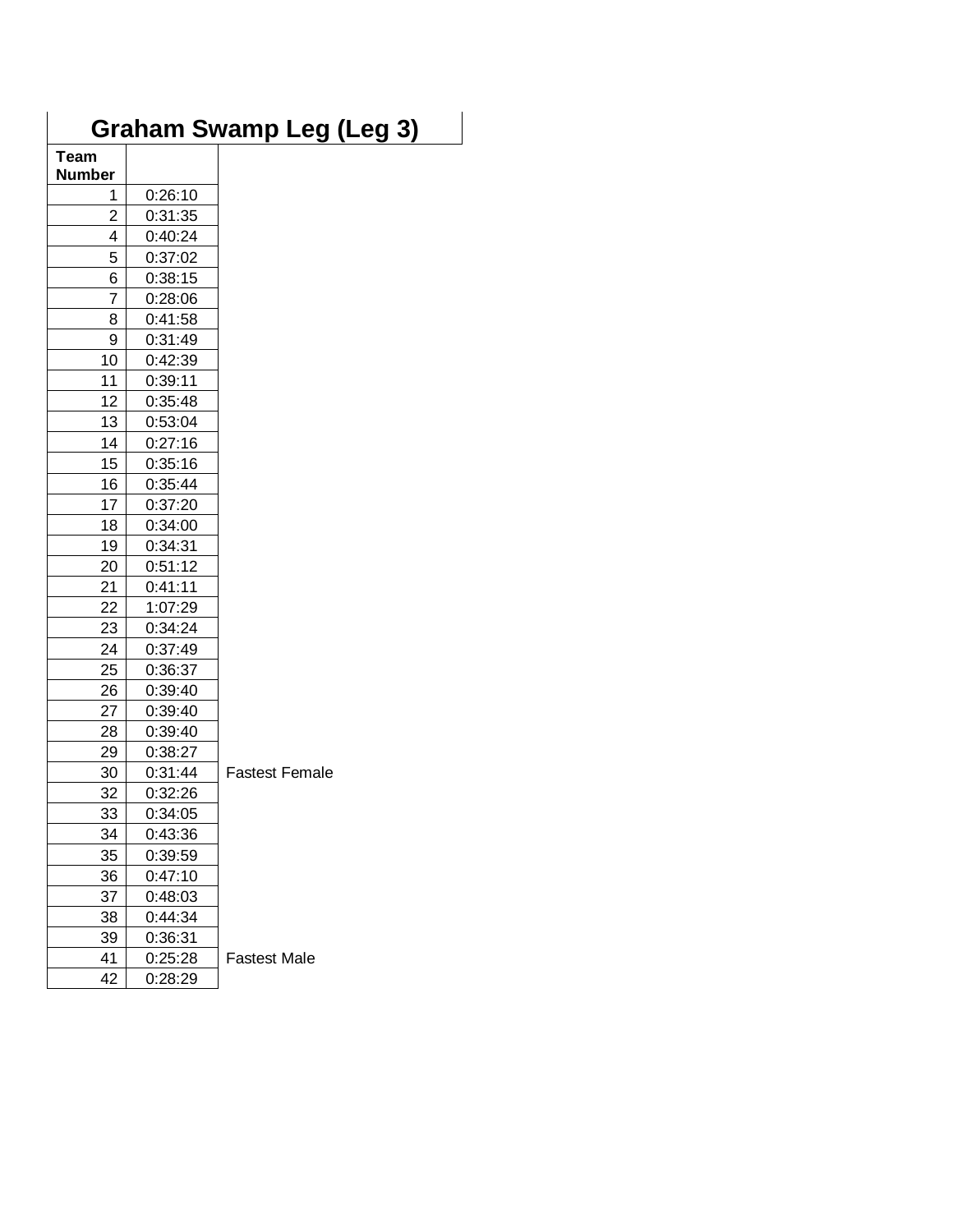# Graham Swamp Leg (Leg 3)

| Team Number | | |
|---|---|---|
| 1 | 0:26:10 | |
| 2 | 0:31:35 | |
| 4 | 0:40:24 | |
| 5 | 0:37:02 | |
| 6 | 0:38:15 | |
| 7 | 0:28:06 | |
| 8 | 0:41:58 | |
| 9 | 0:31:49 | |
| 10 | 0:42:39 | |
| 11 | 0:39:11 | |
| 12 | 0:35:48 | |
| 13 | 0:53:04 | |
| 14 | 0:27:16 | |
| 15 | 0:35:16 | |
| 16 | 0:35:44 | |
| 17 | 0:37:20 | |
| 18 | 0:34:00 | |
| 19 | 0:34:31 | |
| 20 | 0:51:12 | |
| 21 | 0:41:11 | |
| 22 | 1:07:29 | |
| 23 | 0:34:24 | |
| 24 | 0:37:49 | |
| 25 | 0:36:37 | |
| 26 | 0:39:40 | |
| 27 | 0:39:40 | |
| 28 | 0:39:40 | |
| 29 | 0:38:27 | |
| 30 | 0:31:44 | Fastest Female |
| 32 | 0:32:26 | |
| 33 | 0:34:05 | |
| 34 | 0:43:36 | |
| 35 | 0:39:59 | |
| 36 | 0:47:10 | |
| 37 | 0:48:03 | |
| 38 | 0:44:34 | |
| 39 | 0:36:31 | |
| 41 | 0:25:28 | Fastest Male |
| 42 | 0:28:29 | |